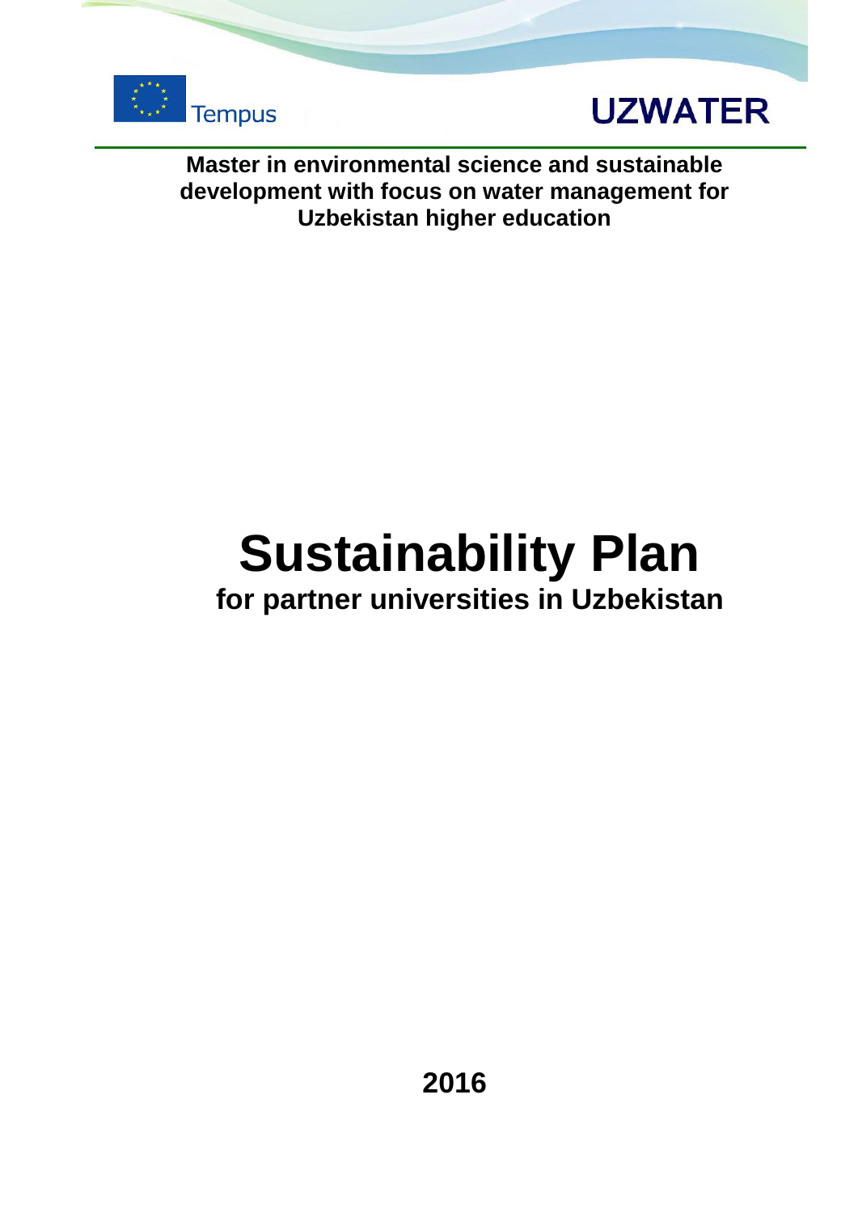Tempus

UZWATER

**Master in environmental science and sustainable development with focus on water management for Uzbekistan higher education**

# Sustainability Plan

## for partner universities in Uzbekistan

**2016**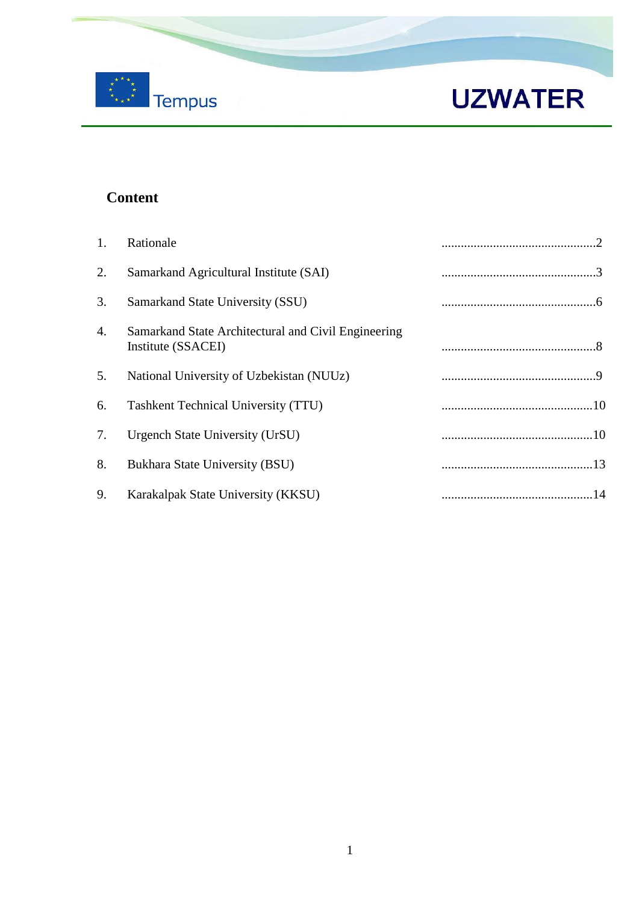## Content

1. Rationale ................................................2
2. Samarkand Agricultural Institute (SAI) ................................................3
3. Samarkand State University (SSU) ................................................6
4. Samarkand State Architectural and Civil Engineering Institute (SSACEI) ................................................8
5. National University of Uzbekistan (NUUz) ................................................9
6. Tashkent Technical University (TTU) ................................................10
7. Urgench State University (UrSU) ................................................10
8. Bukhara State University (BSU) ................................................13
9. Karakalpak State University (KKSU) ................................................14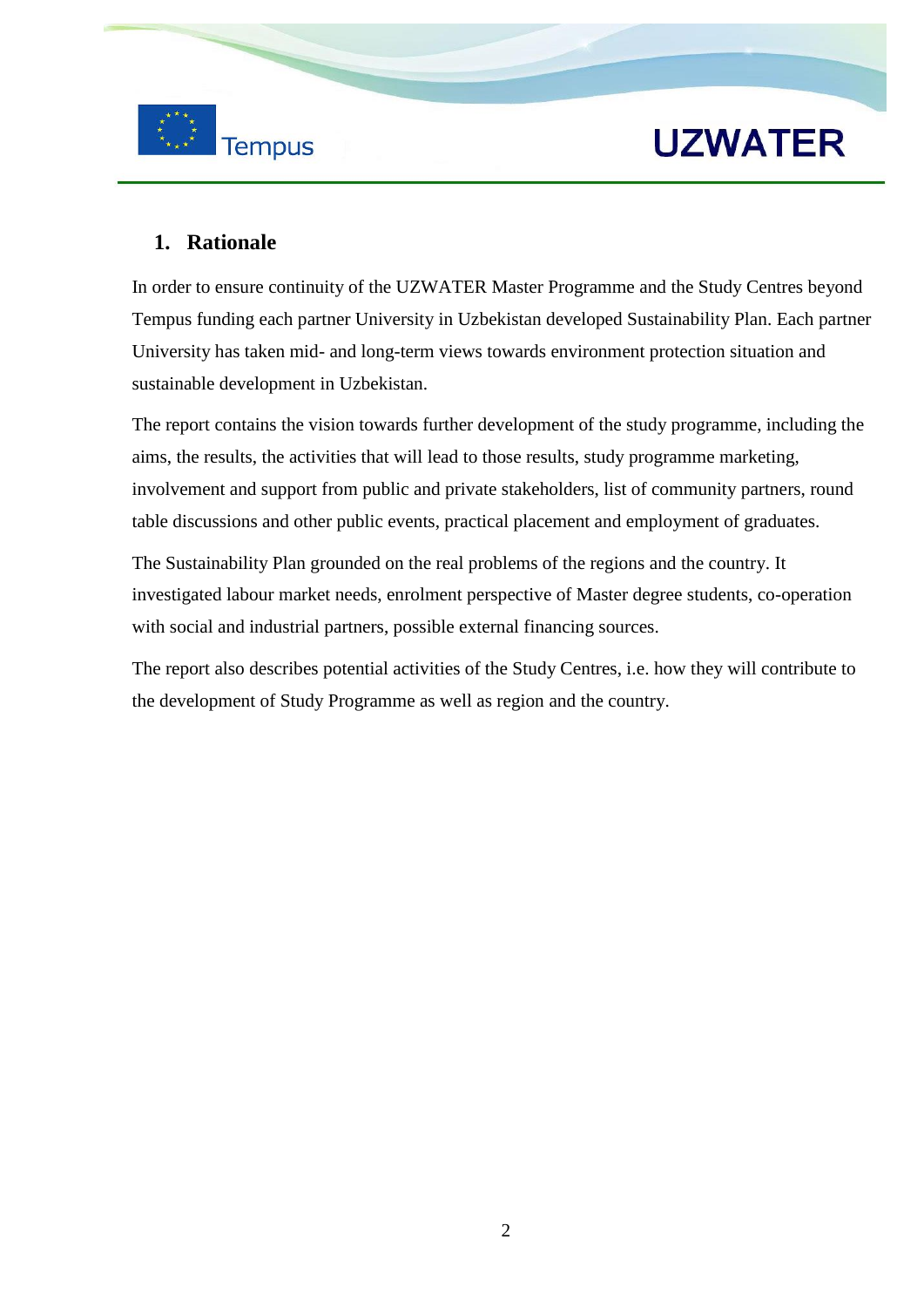## 1. Rationale

In order to ensure continuity of the UZWATER Master Programme and the Study Centres beyond Tempus funding each partner University in Uzbekistan developed Sustainability Plan. Each partner University has taken mid- and long-term views towards environment protection situation and sustainable development in Uzbekistan.

The report contains the vision towards further development of the study programme, including the aims, the results, the activities that will lead to those results, study programme marketing, involvement and support from public and private stakeholders, list of community partners, round table discussions and other public events, practical placement and employment of graduates.

The Sustainability Plan grounded on the real problems of the regions and the country. It investigated labour market needs, enrolment perspective of Master degree students, co-operation with social and industrial partners, possible external financing sources.

The report also describes potential activities of the Study Centres, i.e. how they will contribute to the development of Study Programme as well as region and the country.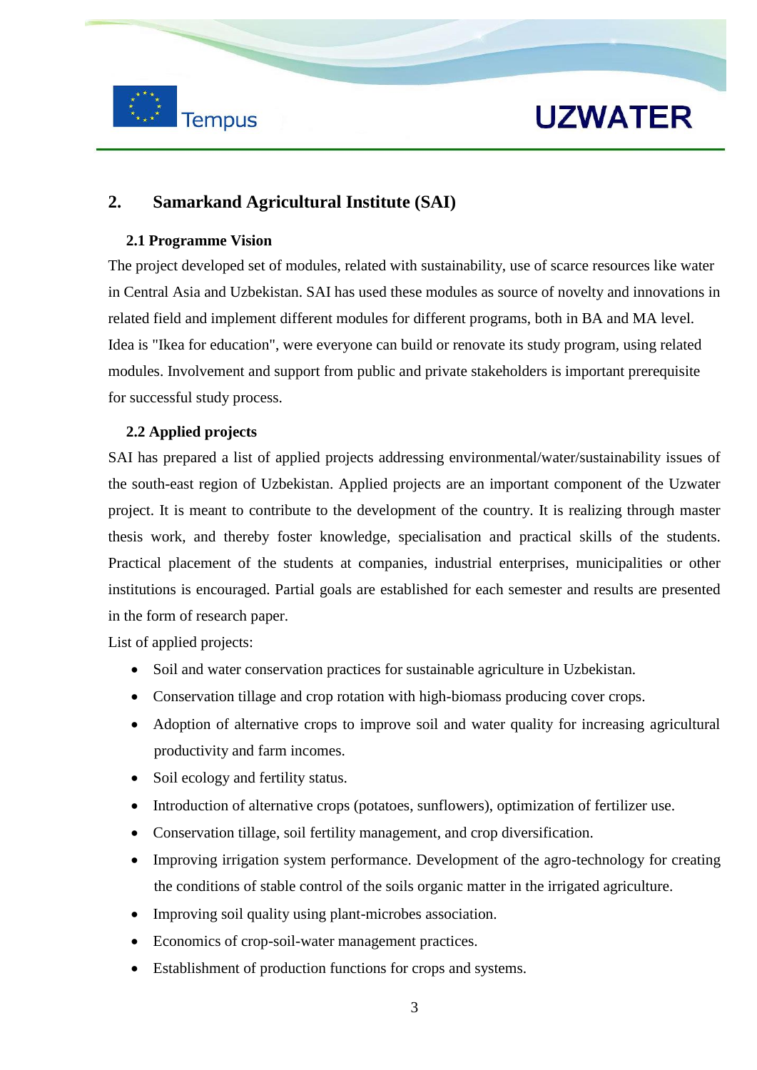## 2. Samarkand Agricultural Institute (SAI)

### 2.1 Programme Vision

The project developed set of modules, related with sustainability, use of scarce resources like water in Central Asia and Uzbekistan. SAI has used these modules as source of novelty and innovations in related field and implement different modules for different programs, both in BA and MA level. Idea is "Ikea for education", were everyone can build or renovate its study program, using related modules. Involvement and support from public and private stakeholders is important prerequisite for successful study process.

### 2.2 Applied projects

SAI has prepared a list of applied projects addressing environmental/water/sustainability issues of the south-east region of Uzbekistan. Applied projects are an important component of the Uzwater project. It is meant to contribute to the development of the country. It is realizing through master thesis work, and thereby foster knowledge, specialisation and practical skills of the students. Practical placement of the students at companies, industrial enterprises, municipalities or other institutions is encouraged. Partial goals are established for each semester and results are presented in the form of research paper.

List of applied projects:

- Soil and water conservation practices for sustainable agriculture in Uzbekistan.
- Conservation tillage and crop rotation with high-biomass producing cover crops.
- Adoption of alternative crops to improve soil and water quality for increasing agricultural productivity and farm incomes.
- Soil ecology and fertility status.
- Introduction of alternative crops (potatoes, sunflowers), optimization of fertilizer use.
- Conservation tillage, soil fertility management, and crop diversification.
- Improving irrigation system performance. Development of the agro-technology for creating the conditions of stable control of the soils organic matter in the irrigated agriculture.
- Improving soil quality using plant-microbes association.
- Economics of crop-soil-water management practices.
- Establishment of production functions for crops and systems.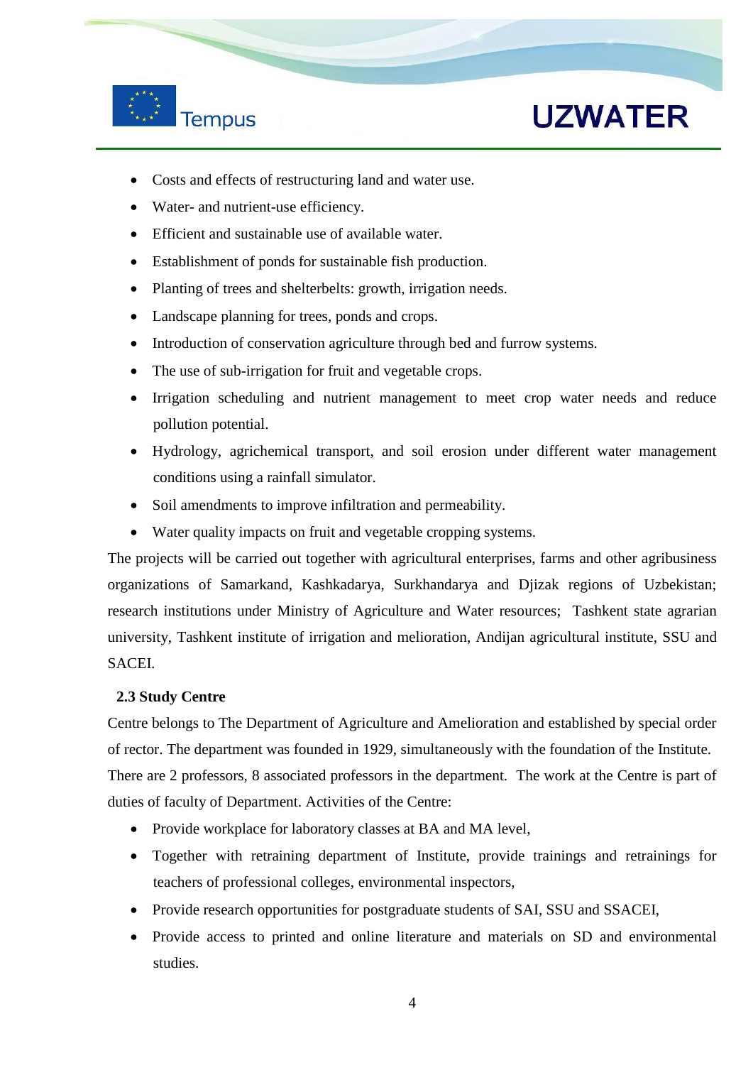- Costs and effects of restructuring land and water use.
- Water- and nutrient-use efficiency.
- Efficient and sustainable use of available water.
- Establishment of ponds for sustainable fish production.
- Planting of trees and shelterbelts: growth, irrigation needs.
- Landscape planning for trees, ponds and crops.
- Introduction of conservation agriculture through bed and furrow systems.
- The use of sub-irrigation for fruit and vegetable crops.
- Irrigation scheduling and nutrient management to meet crop water needs and reduce pollution potential.
- Hydrology, agrichemical transport, and soil erosion under different water management conditions using a rainfall simulator.
- Soil amendments to improve infiltration and permeability.
- Water quality impacts on fruit and vegetable cropping systems.

The projects will be carried out together with agricultural enterprises, farms and other agribusiness organizations of Samarkand, Kashkadarya, Surkhandarya and Djizak regions of Uzbekistan; research institutions under Ministry of Agriculture and Water resources; Tashkent state agrarian university, Tashkent institute of irrigation and melioration, Andijan agricultural institute, SSU and SACEI.

### 2.3 Study Centre

Centre belongs to The Department of Agriculture and Amelioration and established by special order of rector. The department was founded in 1929, simultaneously with the foundation of the Institute. There are 2 professors, 8 associated professors in the department. The work at the Centre is part of duties of faculty of Department. Activities of the Centre:

- Provide workplace for laboratory classes at BA and MA level,
- Together with retraining department of Institute, provide trainings and retrainings for teachers of professional colleges, environmental inspectors,
- Provide research opportunities for postgraduate students of SAI, SSU and SSACEI,
- Provide access to printed and online literature and materials on SD and environmental studies.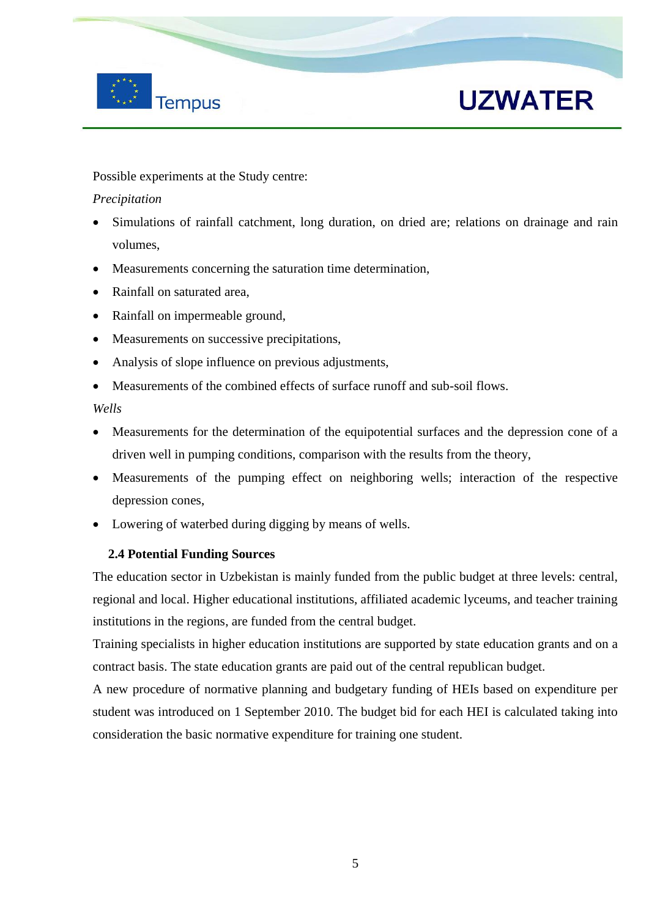Possible experiments at the Study centre:

*Precipitation*

- Simulations of rainfall catchment, long duration, on dried are; relations on drainage and rain volumes,
- Measurements concerning the saturation time determination,
- Rainfall on saturated area,
- Rainfall on impermeable ground,
- Measurements on successive precipitations,
- Analysis of slope influence on previous adjustments,
- Measurements of the combined effects of surface runoff and sub-soil flows.

*Wells*

- Measurements for the determination of the equipotential surfaces and the depression cone of a driven well in pumping conditions, comparison with the results from the theory,
- Measurements of the pumping effect on neighboring wells; interaction of the respective depression cones,
- Lowering of waterbed during digging by means of wells.

### 2.4 Potential Funding Sources

The education sector in Uzbekistan is mainly funded from the public budget at three levels: central, regional and local. Higher educational institutions, affiliated academic lyceums, and teacher training institutions in the regions, are funded from the central budget.

Training specialists in higher education institutions are supported by state education grants and on a contract basis. The state education grants are paid out of the central republican budget.

A new procedure of normative planning and budgetary funding of HEIs based on expenditure per student was introduced on 1 September 2010. The budget bid for each HEI is calculated taking into consideration the basic normative expenditure for training one student.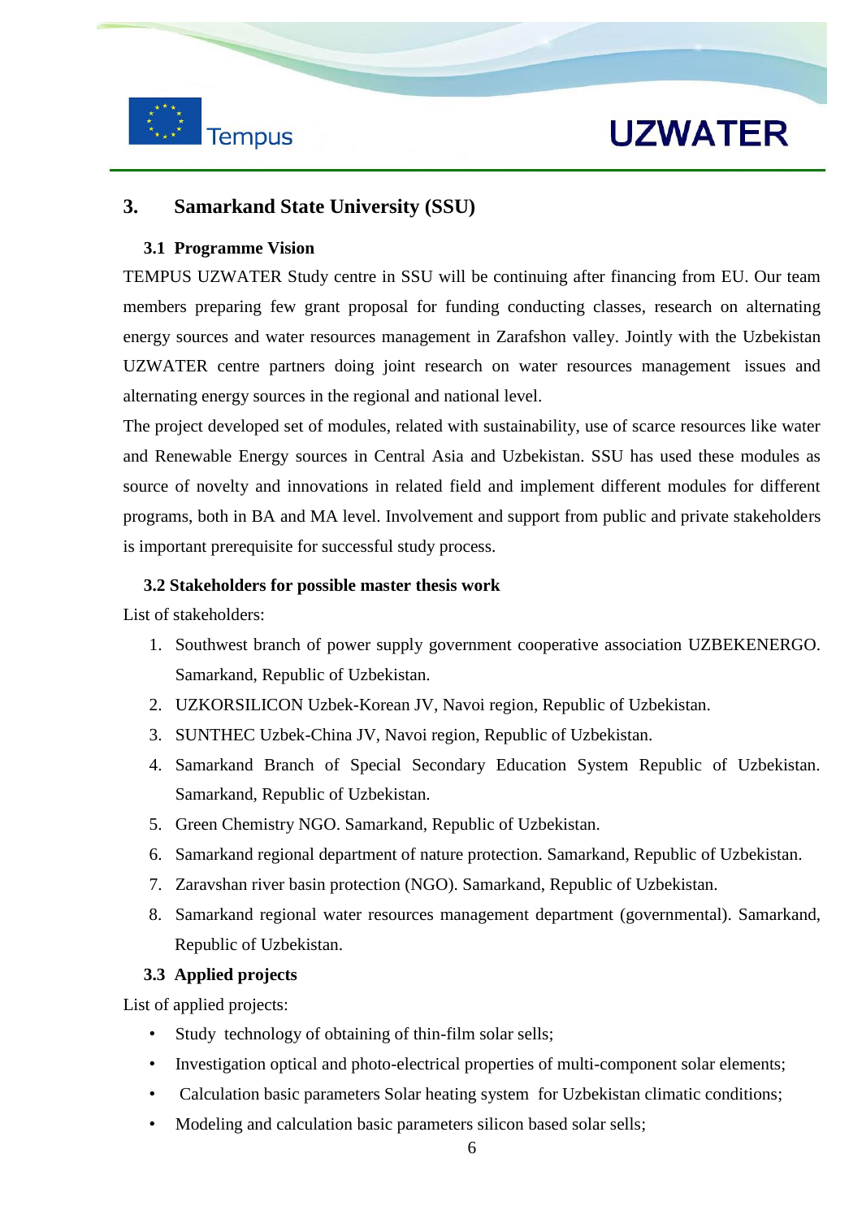# 3. Samarkand State University (SSU)

## 3.1 Programme Vision

TEMPUS UZWATER Study centre in SSU will be continuing after financing from EU. Our team members preparing few grant proposal for funding conducting classes, research on alternating energy sources and water resources management in Zarafshon valley. Jointly with the Uzbekistan UZWATER centre partners doing joint research on water resources management issues and alternating energy sources in the regional and national level.

The project developed set of modules, related with sustainability, use of scarce resources like water and Renewable Energy sources in Central Asia and Uzbekistan. SSU has used these modules as source of novelty and innovations in related field and implement different modules for different programs, both in BA and MA level. Involvement and support from public and private stakeholders is important prerequisite for successful study process.

## 3.2 Stakeholders for possible master thesis work

List of stakeholders:

1. Southwest branch of power supply government cooperative association UZBEKENERGO. Samarkand, Republic of Uzbekistan.
2. UZKORSILICON Uzbek-Korean JV, Navoi region, Republic of Uzbekistan.
3. SUNTHEC Uzbek-China JV, Navoi region, Republic of Uzbekistan.
4. Samarkand Branch of Special Secondary Education System Republic of Uzbekistan. Samarkand, Republic of Uzbekistan.
5. Green Chemistry NGO. Samarkand, Republic of Uzbekistan.
6. Samarkand regional department of nature protection. Samarkand, Republic of Uzbekistan.
7. Zaravshan river basin protection (NGO). Samarkand, Republic of Uzbekistan.
8. Samarkand regional water resources management department (governmental). Samarkand, Republic of Uzbekistan.

## 3.3 Applied projects

List of applied projects:

- Study technology of obtaining of thin-film solar sells;
- Investigation optical and photo-electrical properties of multi-component solar elements;
- Calculation basic parameters Solar heating system for Uzbekistan climatic conditions;
- Modeling and calculation basic parameters silicon based solar sells;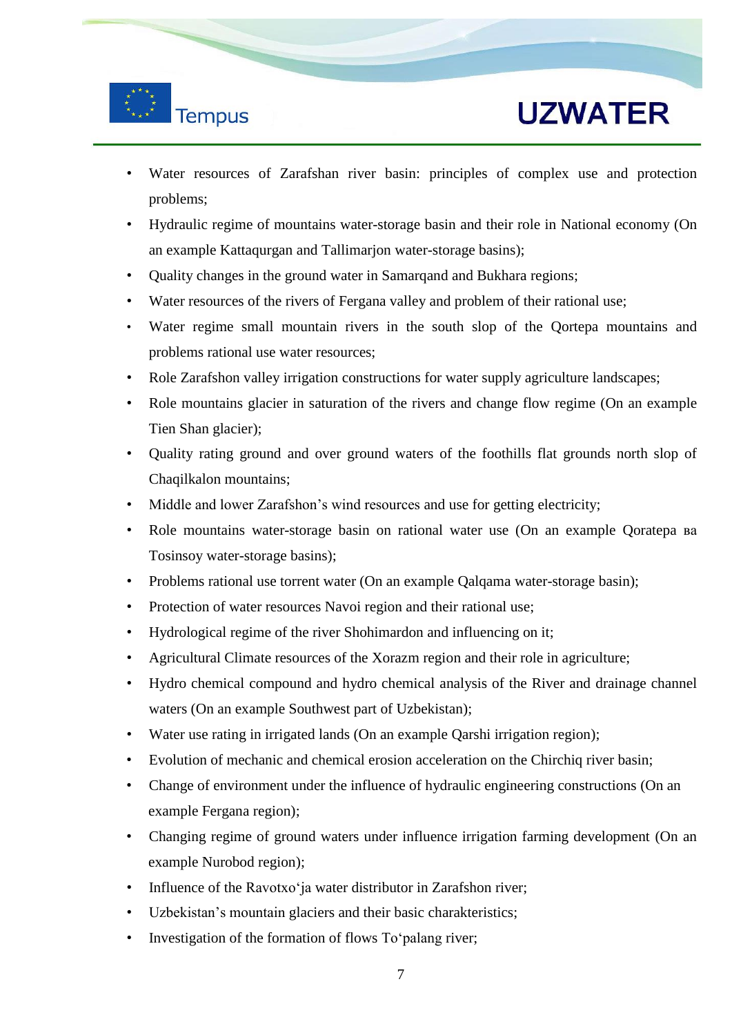- Water resources of Zarafshan river basin: principles of complex use and protection problems;
- Hydraulic regime of mountains water-storage basin and their role in National economy (On an example Kattaqurgan and Tallimarjon water-storage basins);
- Quality changes in the ground water in Samarqand and Bukhara regions;
- Water resources of the rivers of Fergana valley and problem of their rational use;
- Water regime small mountain rivers in the south slop of the Qortepa mountains and problems rational use water resources;
- Role Zarafshon valley irrigation constructions for water supply agriculture landscapes;
- Role mountains glacier in saturation of the rivers and change flow regime (On an example Tien Shan glacier);
- Quality rating ground and over ground waters of the foothills flat grounds north slop of Chaqilkalon mountains;
- Middle and lower Zarafshon's wind resources and use for getting electricity;
- Role mountains water-storage basin on rational water use (On an example Qoratepa ва Tosinsoy water-storage basins);
- Problems rational use torrent water (On an example Qalqama water-storage basin);
- Protection of water resources Navoi region and their rational use;
- Hydrological regime of the river Shohimardon and influencing on it;
- Agricultural Climate resources of the Xorazm region and their role in agriculture;
- Hydro chemical compound and hydro chemical analysis of the River and drainage channel waters (On an example Southwest part of Uzbekistan);
- Water use rating in irrigated lands (On an example Qarshi irrigation region);
- Evolution of mechanic and chemical erosion acceleration on the Chirchiq river basin;
- Change of environment under the influence of hydraulic engineering constructions (On an example Fergana region);
- Changing regime of ground waters under influence irrigation farming development (On an example Nurobod region);
- Influence of the Ravotxo'ja water distributor in Zarafshon river;
- Uzbekistan's mountain glaciers and their basic charakteristics;
- Investigation of the formation of flows To'palang river;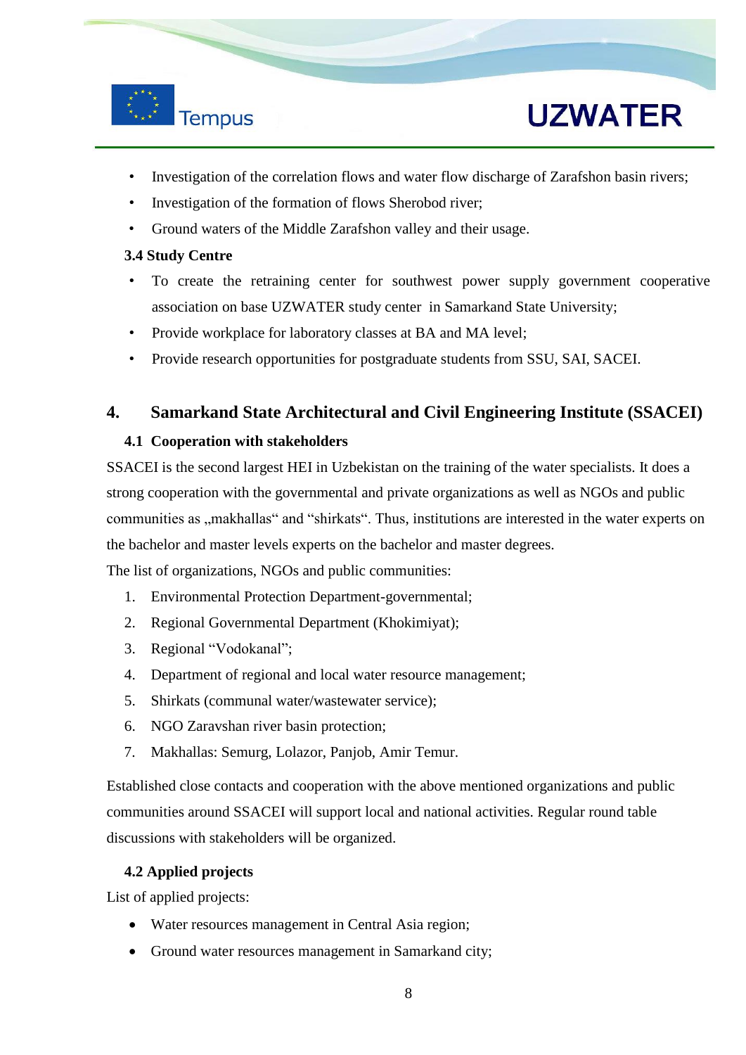- Investigation of the correlation flows and water flow discharge of Zarafshon basin rivers;
- Investigation of the formation of flows Sherobod river;
- Ground waters of the Middle Zarafshon valley and their usage.

### 3.4 Study Centre

- To create the retraining center for southwest power supply government cooperative association on base UZWATER study center in Samarkand State University;
- Provide workplace for laboratory classes at BA and MA level;
- Provide research opportunities for postgraduate students from SSU, SAI, SACEI.

## 4. Samarkand State Architectural and Civil Engineering Institute (SSACEI)

### 4.1 Cooperation with stakeholders

SSACEI is the second largest HEI in Uzbekistan on the training of the water specialists. It does a strong cooperation with the governmental and private organizations as well as NGOs and public communities as „makhallas“ and "shirkats". Thus, institutions are interested in the water experts on the bachelor and master levels experts on the bachelor and master degrees.

The list of organizations, NGOs and public communities:

1. Environmental Protection Department-governmental;
2. Regional Governmental Department (Khokimiyat);
3. Regional "Vodokanal";
4. Department of regional and local water resource management;
5. Shirkats (communal water/wastewater service);
6. NGO Zaravshan river basin protection;
7. Makhallas: Semurg, Lolazor, Panjob, Amir Temur.

Established close contacts and cooperation with the above mentioned organizations and public communities around SSACEI will support local and national activities. Regular round table discussions with stakeholders will be organized.

### 4.2 Applied projects

List of applied projects:

- Water resources management in Central Asia region;
- Ground water resources management in Samarkand city;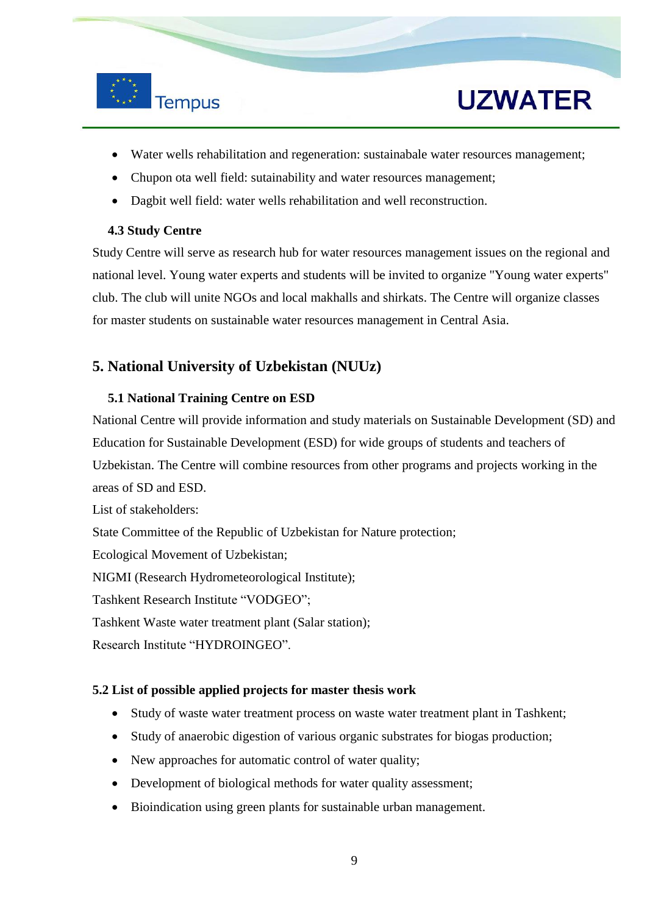- Water wells rehabilitation and regeneration: sustainabale water resources management;
- Chupon ota well field: sutainability and water resources management;
- Dagbit well field: water wells rehabilitation and well reconstruction.

### 4.3 Study Centre

Study Centre will serve as research hub for water resources management issues on the regional and national level. Young water experts and students will be invited to organize "Young water experts" club. The club will unite NGOs and local makhalls and shirkats. The Centre will organize classes for master students on sustainable water resources management in Central Asia.

## 5. National University of Uzbekistan (NUUz)

### 5.1 National Training Centre on ESD

National Centre will provide information and study materials on Sustainable Development (SD) and Education for Sustainable Development (ESD) for wide groups of students and teachers of Uzbekistan. The Centre will combine resources from other programs and projects working in the areas of SD and ESD.

List of stakeholders:

State Committee of the Republic of Uzbekistan for Nature protection;

Ecological Movement of Uzbekistan;

NIGMI (Research Hydrometeorological Institute);

Tashkent Research Institute “VODGEO”;

Tashkent Waste water treatment plant (Salar station);

Research Institute “HYDROINGEO”.

### 5.2 List of possible applied projects for master thesis work

- Study of waste water treatment process on waste water treatment plant in Tashkent;
- Study of anaerobic digestion of various organic substrates for biogas production;
- New approaches for automatic control of water quality;
- Development of biological methods for water quality assessment;
- Bioindication using green plants for sustainable urban management.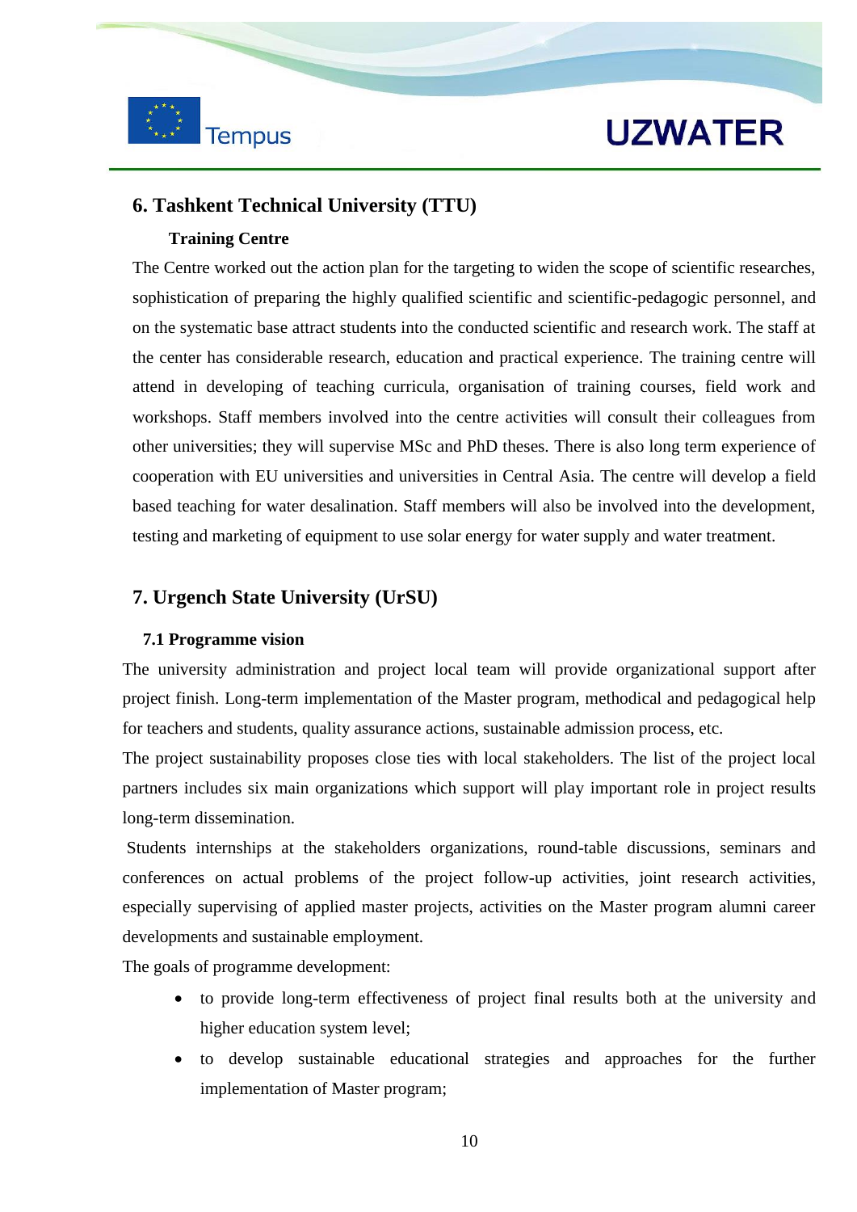## 6. Tashkent Technical University (TTU)

### Training Centre

The Centre worked out the action plan for the targeting to widen the scope of scientific researches, sophistication of preparing the highly qualified scientific and scientific-pedagogic personnel, and on the systematic base attract students into the conducted scientific and research work. The staff at the center has considerable research, education and practical experience. The training centre will attend in developing of teaching curricula, organisation of training courses, field work and workshops. Staff members involved into the centre activities will consult their colleagues from other universities; they will supervise MSc and PhD theses. There is also long term experience of cooperation with EU universities and universities in Central Asia. The centre will develop a field based teaching for water desalination. Staff members will also be involved into the development, testing and marketing of equipment to use solar energy for water supply and water treatment.

## 7. Urgench State University (UrSU)

### 7.1 Programme vision

The university administration and project local team will provide organizational support after project finish. Long-term implementation of the Master program, methodical and pedagogical help for teachers and students, quality assurance actions, sustainable admission process, etc.

The project sustainability proposes close ties with local stakeholders. The list of the project local partners includes six main organizations which support will play important role in project results long-term dissemination.

Students internships at the stakeholders organizations, round-table discussions, seminars and conferences on actual problems of the project follow-up activities, joint research activities, especially supervising of applied master projects, activities on the Master program alumni career developments and sustainable employment.

The goals of programme development:

- to provide long-term effectiveness of project final results both at the university and higher education system level;
- to develop sustainable educational strategies and approaches for the further implementation of Master program;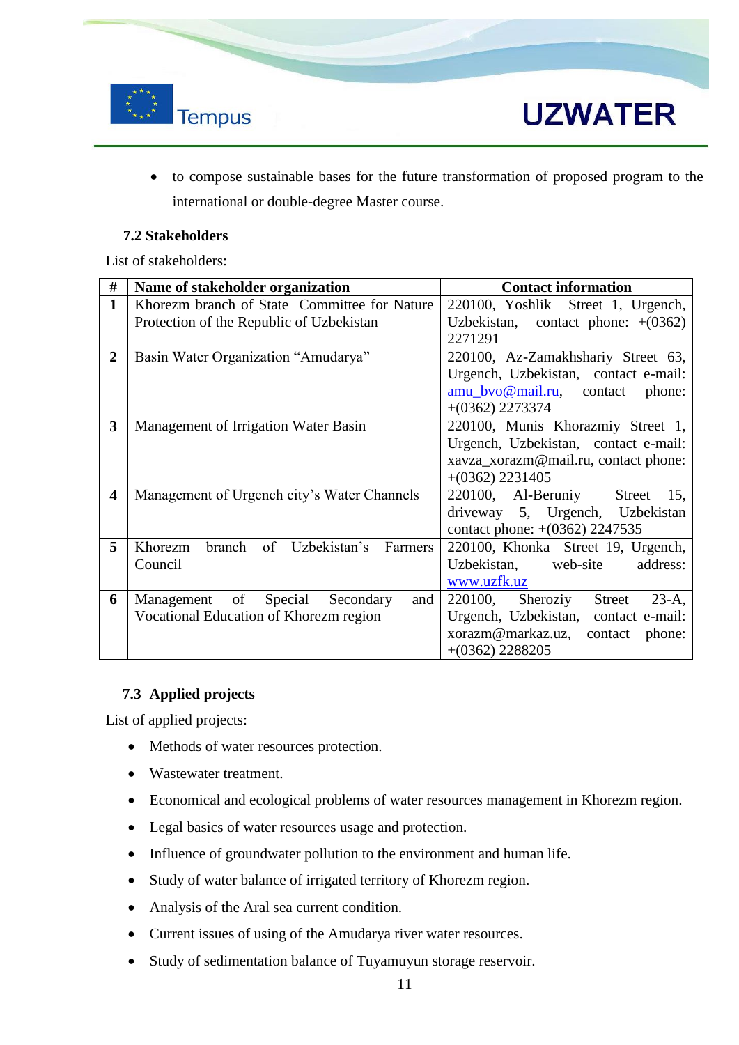- to compose sustainable bases for the future transformation of proposed program to the international or double-degree Master course.

### 7.2 Stakeholders

List of stakeholders:

| # | Name of stakeholder organization | Contact information |
|---|---|---|
| 1 | Khorezm branch of State Committee for Nature Protection of the Republic of Uzbekistan | 220100, Yoshlik Street 1, Urgench, Uzbekistan, contact phone: +(0362) 2271291 |
| 2 | Basin Water Organization “Amudarya” | 220100, Az-Zamakhshariy Street 63, Urgench, Uzbekistan, contact e-mail: amu_bvo@mail.ru, contact phone: +(0362) 2273374 |
| 3 | Management of Irrigation Water Basin | 220100, Munis Khorazmiy Street 1, Urgench, Uzbekistan, contact e-mail: xavza_xorazm@mail.ru, contact phone: +(0362) 2231405 |
| 4 | Management of Urgench city’s Water Channels | 220100, Al-Beruniy Street 15, driveway 5, Urgench, Uzbekistan contact phone: +(0362) 2247535 |
| 5 | Khorezm branch of Uzbekistan’s Farmers Council | 220100, Khonka Street 19, Urgench, Uzbekistan, web-site address: www.uzfk.uz |
| 6 | Management of Special Secondary and Vocational Education of Khorezm region | 220100, Sheroziy Street 23-A, Urgench, Uzbekistan, contact e-mail: xorazm@markaz.uz, contact phone: +(0362) 2288205 |

### 7.3 Applied projects

List of applied projects:

- Methods of water resources protection.
- Wastewater treatment.
- Economical and ecological problems of water resources management in Khorezm region.
- Legal basics of water resources usage and protection.
- Influence of groundwater pollution to the environment and human life.
- Study of water balance of irrigated territory of Khorezm region.
- Analysis of the Aral sea current condition.
- Current issues of using of the Amudarya river water resources.
- Study of sedimentation balance of Tuyamuyun storage reservoir.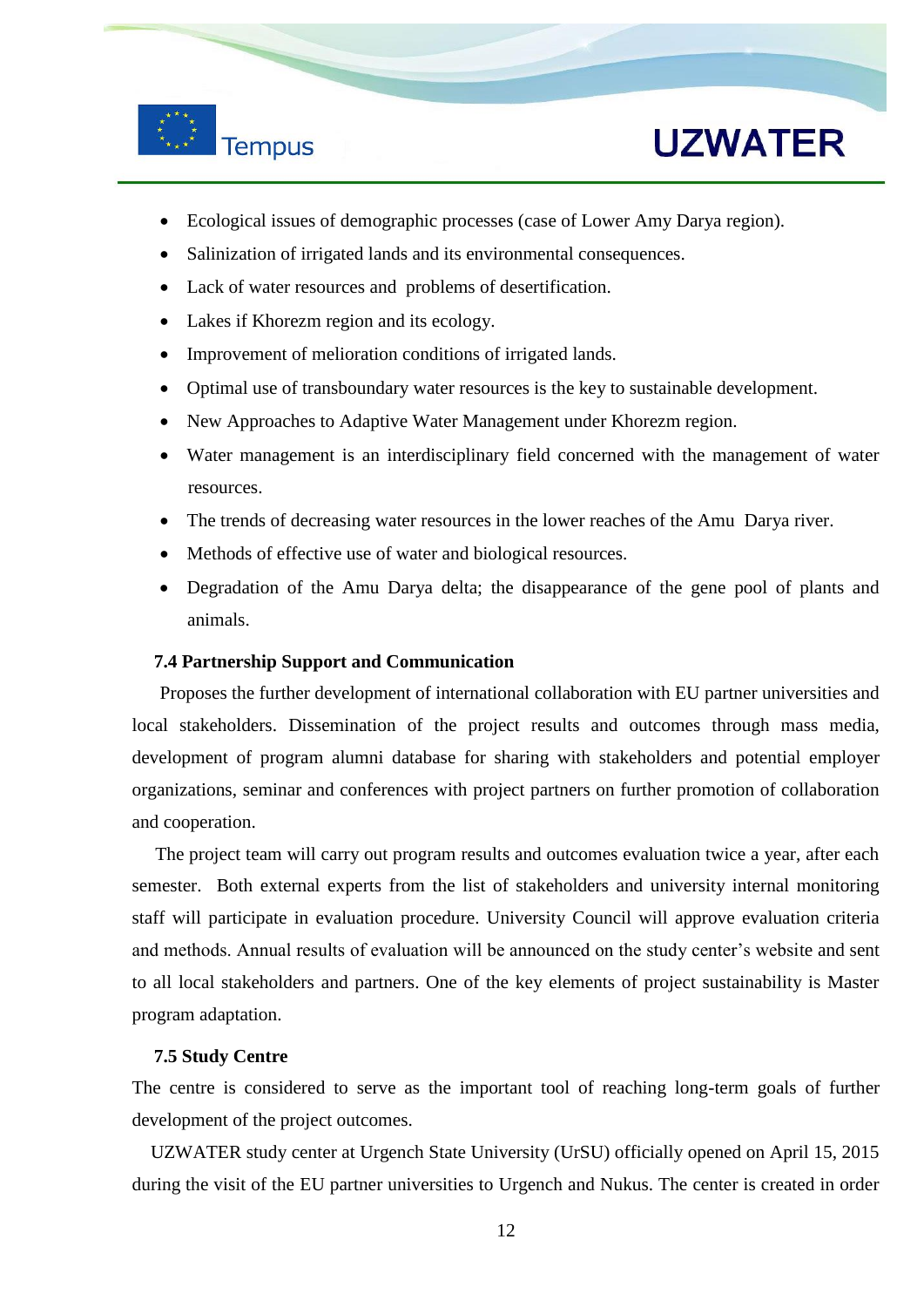- Ecological issues of demographic processes (case of Lower Amy Darya region).
- Salinization of irrigated lands and its environmental consequences.
- Lack of water resources and problems of desertification.
- Lakes if Khorezm region and its ecology.
- Improvement of melioration conditions of irrigated lands.
- Optimal use of transboundary water resources is the key to sustainable development.
- New Approaches to Adaptive Water Management under Khorezm region.
- Water management is an interdisciplinary field concerned with the management of water resources.
- The trends of decreasing water resources in the lower reaches of the Amu Darya river.
- Methods of effective use of water and biological resources.
- Degradation of the Amu Darya delta; the disappearance of the gene pool of plants and animals.

### 7.4 Partnership Support and Communication

Proposes the further development of international collaboration with EU partner universities and local stakeholders. Dissemination of the project results and outcomes through mass media, development of program alumni database for sharing with stakeholders and potential employer organizations, seminar and conferences with project partners on further promotion of collaboration and cooperation.

The project team will carry out program results and outcomes evaluation twice a year, after each semester. Both external experts from the list of stakeholders and university internal monitoring staff will participate in evaluation procedure. University Council will approve evaluation criteria and methods. Annual results of evaluation will be announced on the study center's website and sent to all local stakeholders and partners. One of the key elements of project sustainability is Master program adaptation.

### 7.5 Study Centre

The centre is considered to serve as the important tool of reaching long-term goals of further development of the project outcomes.

UZWATER study center at Urgench State University (UrSU) officially opened on April 15, 2015 during the visit of the EU partner universities to Urgench and Nukus. The center is created in order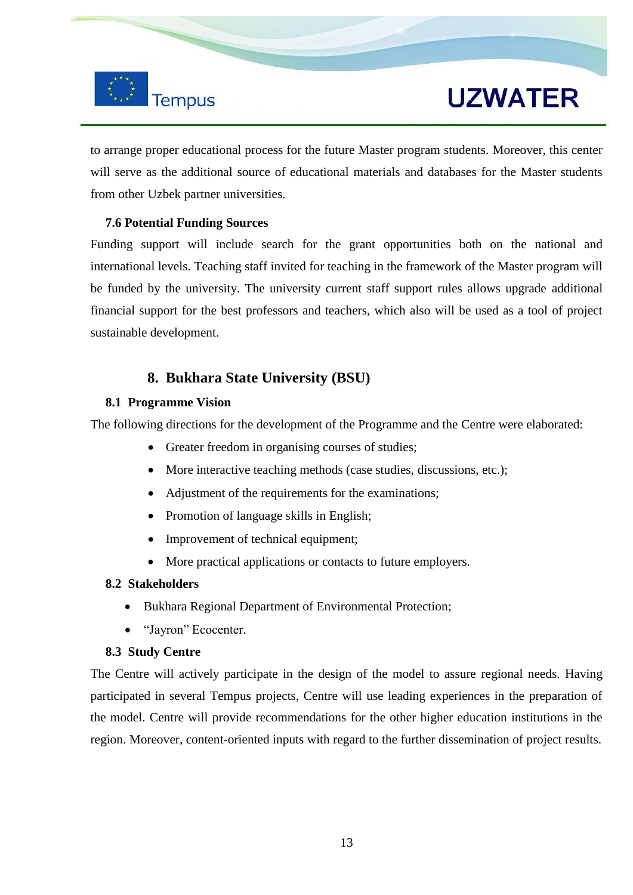to arrange proper educational process for the future Master program students. Moreover, this center will serve as the additional source of educational materials and databases for the Master students from other Uzbek partner universities.

### 7.6 Potential Funding Sources

Funding support will include search for the grant opportunities both on the national and international levels. Teaching staff invited for teaching in the framework of the Master program will be funded by the university. The university current staff support rules allows upgrade additional financial support for the best professors and teachers, which also will be used as a tool of project sustainable development.

## 8. Bukhara State University (BSU)

### 8.1 Programme Vision

The following directions for the development of the Programme and the Centre were elaborated:

- Greater freedom in organising courses of studies;
- More interactive teaching methods (case studies, discussions, etc.);
- Adjustment of the requirements for the examinations;
- Promotion of language skills in English;
- Improvement of technical equipment;
- More practical applications or contacts to future employers.

### 8.2 Stakeholders

- Bukhara Regional Department of Environmental Protection;
- “Jayron” Ecocenter.

### 8.3 Study Centre

The Centre will actively participate in the design of the model to assure regional needs. Having participated in several Tempus projects, Centre will use leading experiences in the preparation of the model. Centre will provide recommendations for the other higher education institutions in the region. Moreover, content-oriented inputs with regard to the further dissemination of project results.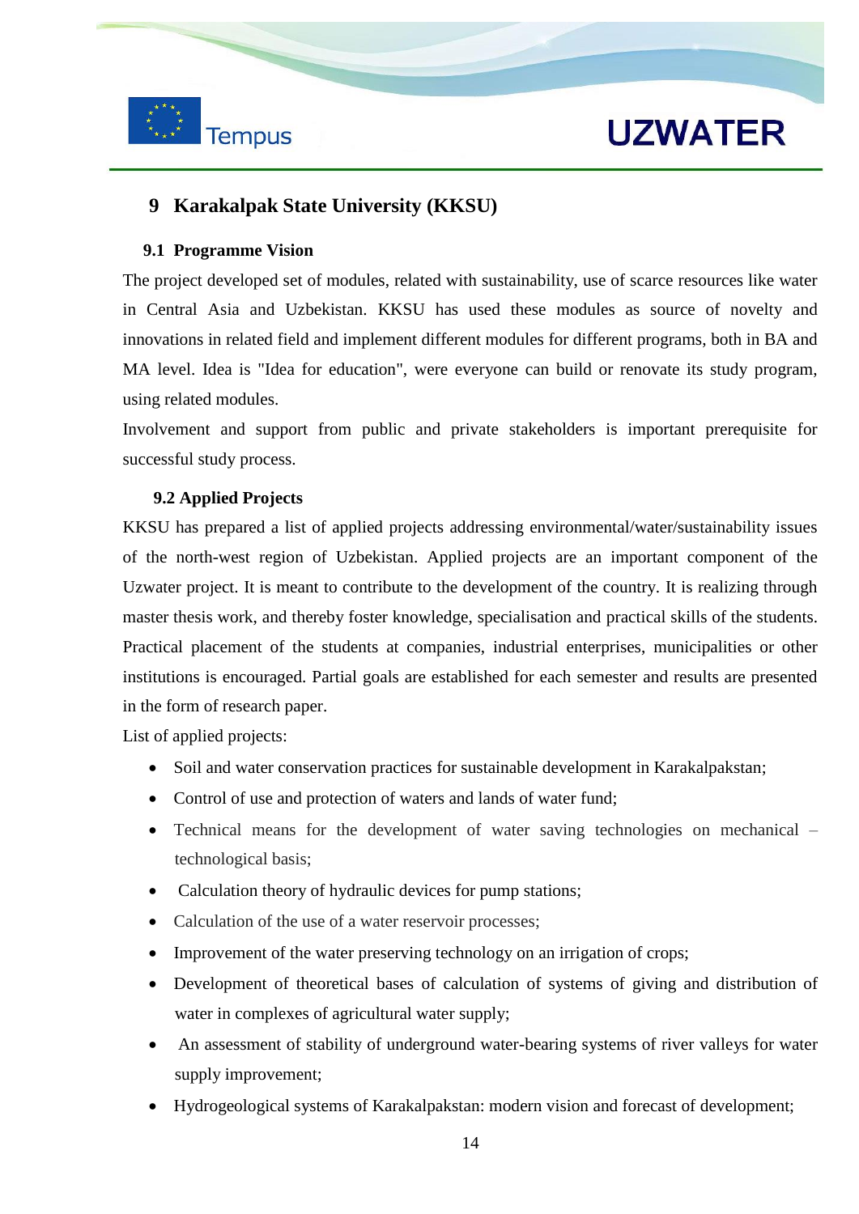# 9 Karakalpak State University (KKSU)

## 9.1 Programme Vision

The project developed set of modules, related with sustainability, use of scarce resources like water in Central Asia and Uzbekistan. KKSU has used these modules as source of novelty and innovations in related field and implement different modules for different programs, both in BA and MA level. Idea is "Idea for education", were everyone can build or renovate its study program, using related modules.

Involvement and support from public and private stakeholders is important prerequisite for successful study process.

## 9.2 Applied Projects

KKSU has prepared a list of applied projects addressing environmental/water/sustainability issues of the north-west region of Uzbekistan. Applied projects are an important component of the Uzwater project. It is meant to contribute to the development of the country. It is realizing through master thesis work, and thereby foster knowledge, specialisation and practical skills of the students. Practical placement of the students at companies, industrial enterprises, municipalities or other institutions is encouraged. Partial goals are established for each semester and results are presented in the form of research paper.

List of applied projects:

- Soil and water conservation practices for sustainable development in Karakalpakstan;
- Control of use and protection of waters and lands of water fund;
- Technical means for the development of water saving technologies on mechanical – technological basis;
- Calculation theory of hydraulic devices for pump stations;
- Calculation of the use of a water reservoir processes;
- Improvement of the water preserving technology on an irrigation of crops;
- Development of theoretical bases of calculation of systems of giving and distribution of water in complexes of agricultural water supply;
- An assessment of stability of underground water-bearing systems of river valleys for water supply improvement;
- Hydrogeological systems of Karakalpakstan: modern vision and forecast of development;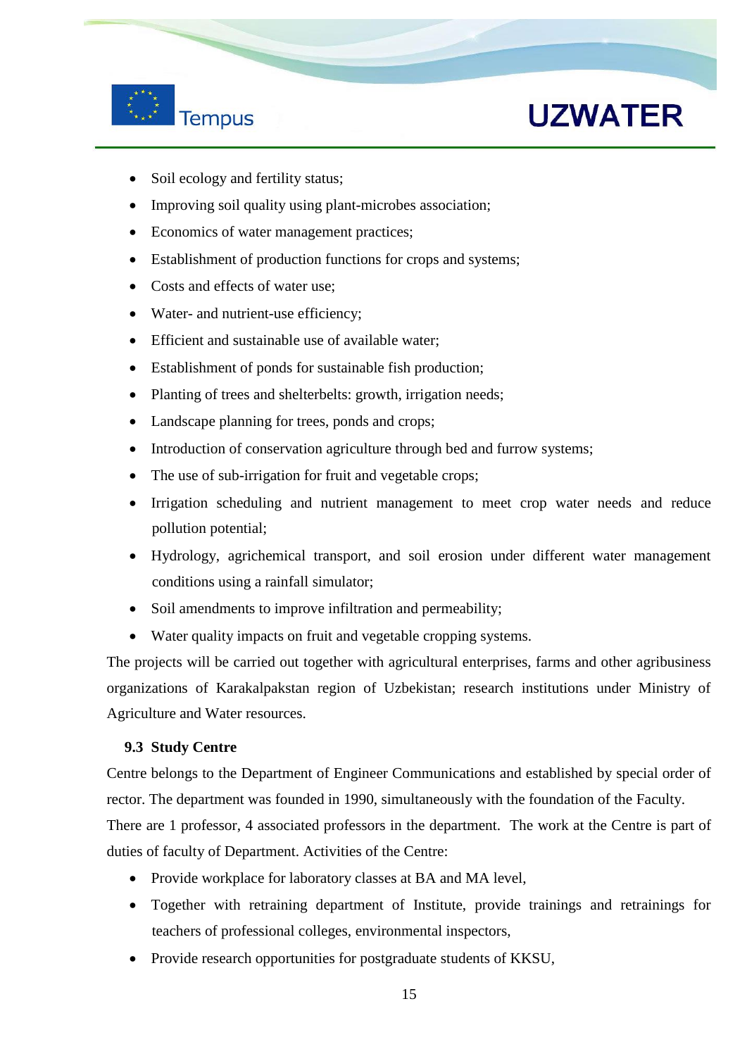- Soil ecology and fertility status;
- Improving soil quality using plant-microbes association;
- Economics of water management practices;
- Establishment of production functions for crops and systems;
- Costs and effects of water use;
- Water- and nutrient-use efficiency;
- Efficient and sustainable use of available water;
- Establishment of ponds for sustainable fish production;
- Planting of trees and shelterbelts: growth, irrigation needs;
- Landscape planning for trees, ponds and crops;
- Introduction of conservation agriculture through bed and furrow systems;
- The use of sub-irrigation for fruit and vegetable crops;
- Irrigation scheduling and nutrient management to meet crop water needs and reduce pollution potential;
- Hydrology, agrichemical transport, and soil erosion under different water management conditions using a rainfall simulator;
- Soil amendments to improve infiltration and permeability;
- Water quality impacts on fruit and vegetable cropping systems.

The projects will be carried out together with agricultural enterprises, farms and other agribusiness organizations of Karakalpakstan region of Uzbekistan; research institutions under Ministry of Agriculture and Water resources.

### 9.3 Study Centre

Centre belongs to the Department of Engineer Communications and established by special order of rector. The department was founded in 1990, simultaneously with the foundation of the Faculty.

There are 1 professor, 4 associated professors in the department. The work at the Centre is part of duties of faculty of Department. Activities of the Centre:

- Provide workplace for laboratory classes at BA and MA level,
- Together with retraining department of Institute, provide trainings and retrainings for teachers of professional colleges, environmental inspectors,
- Provide research opportunities for postgraduate students of KKSU,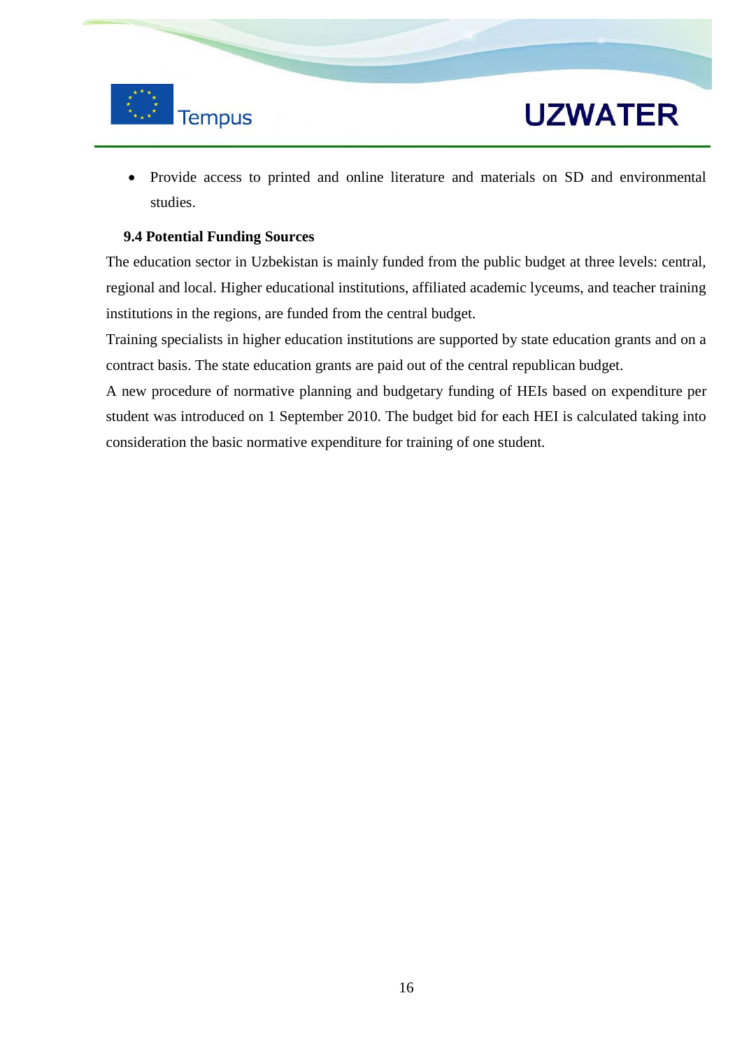- Provide access to printed and online literature and materials on SD and environmental studies.

### 9.4 Potential Funding Sources

The education sector in Uzbekistan is mainly funded from the public budget at three levels: central, regional and local. Higher educational institutions, affiliated academic lyceums, and teacher training institutions in the regions, are funded from the central budget.

Training specialists in higher education institutions are supported by state education grants and on a contract basis. The state education grants are paid out of the central republican budget.

A new procedure of normative planning and budgetary funding of HEIs based on expenditure per student was introduced on 1 September 2010. The budget bid for each HEI is calculated taking into consideration the basic normative expenditure for training of one student.